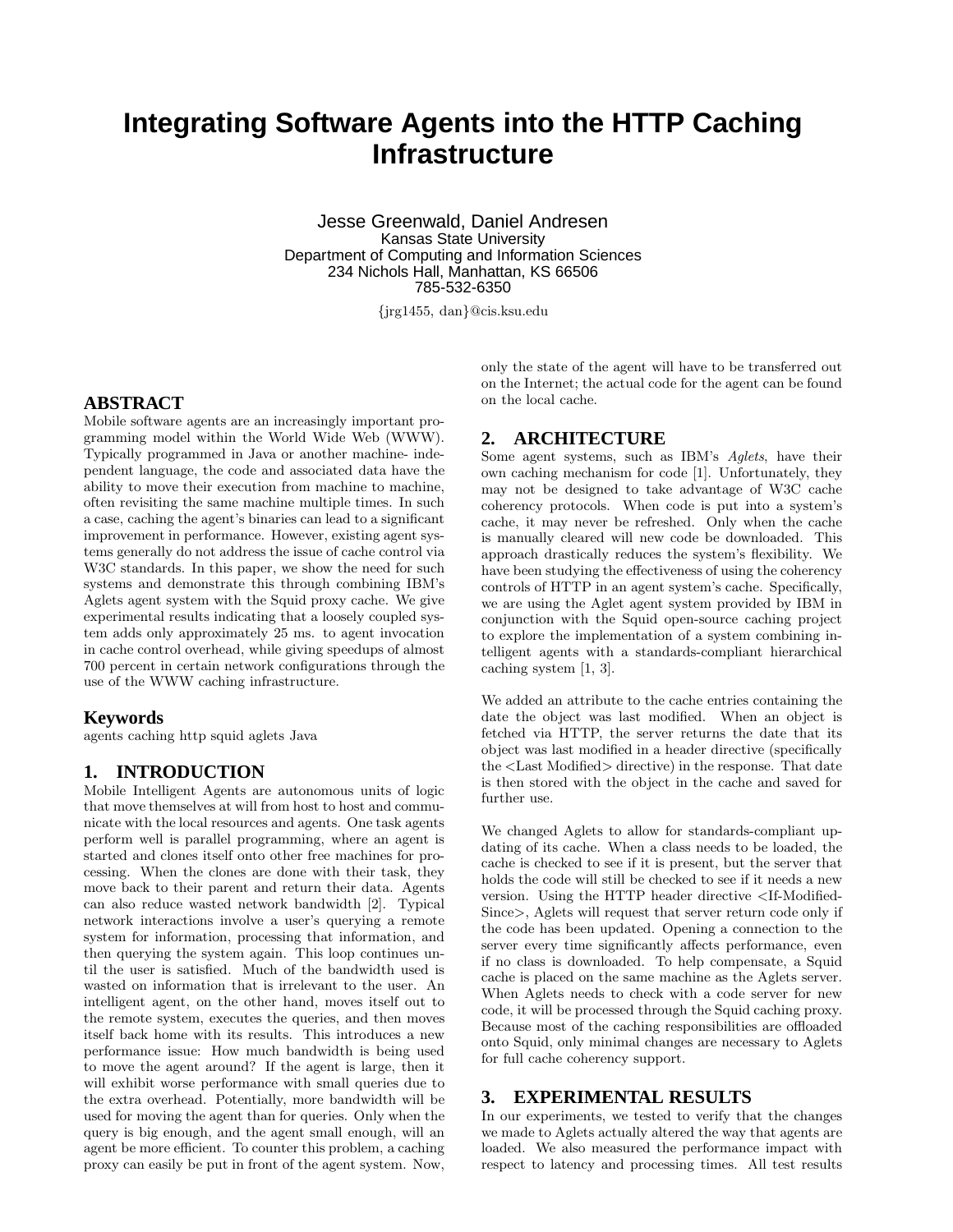# Integrating Software Agents into the HTTP Caching Infrastructure

Jesse Greenwald, Daniel Andresen
Kansas State University
Department of Computing and Information Sciences
234 Nichols Hall, Manhattan, KS 66506
785-532-6350

{jrg1455, dan}@cis.ksu.edu

## ABSTRACT

Mobile software agents are an increasingly important programming model within the World Wide Web (WWW). Typically programmed in Java or another machine- independent language, the code and associated data have the ability to move their execution from machine to machine, often revisiting the same machine multiple times. In such a case, caching the agent's binaries can lead to a significant improvement in performance. However, existing agent systems generally do not address the issue of cache control via W3C standards. In this paper, we show the need for such systems and demonstrate this through combining IBM's Aglets agent system with the Squid proxy cache. We give experimental results indicating that a loosely coupled system adds only approximately 25 ms. to agent invocation in cache control overhead, while giving speedups of almost 700 percent in certain network configurations through the use of the WWW caching infrastructure.

### Keywords

agents caching http squid aglets Java

## 1. INTRODUCTION

Mobile Intelligent Agents are autonomous units of logic that move themselves at will from host to host and communicate with the local resources and agents. One task agents perform well is parallel programming, where an agent is started and clones itself onto other free machines for processing. When the clones are done with their task, they move back to their parent and return their data. Agents can also reduce wasted network bandwidth [2]. Typical network interactions involve a user's querying a remote system for information, processing that information, and then querying the system again. This loop continues until the user is satisfied. Much of the bandwidth used is wasted on information that is irrelevant to the user. An intelligent agent, on the other hand, moves itself out to the remote system, executes the queries, and then moves itself back home with its results. This introduces a new performance issue: How much bandwidth is being used to move the agent around? If the agent is large, then it will exhibit worse performance with small queries due to the extra overhead. Potentially, more bandwidth will be used for moving the agent than for queries. Only when the query is big enough, and the agent small enough, will an agent be more efficient. To counter this problem, a caching proxy can easily be put in front of the agent system. Now, only the state of the agent will have to be transferred out on the Internet; the actual code for the agent can be found on the local cache.

## 2. ARCHITECTURE

Some agent systems, such as IBM's *Aglets*, have their own caching mechanism for code [1]. Unfortunately, they may not be designed to take advantage of W3C cache coherency protocols. When code is put into a system's cache, it may never be refreshed. Only when the cache is manually cleared will new code be downloaded. This approach drastically reduces the system's flexibility. We have been studying the effectiveness of using the coherency controls of HTTP in an agent system's cache. Specifically, we are using the Aglet agent system provided by IBM in conjunction with the Squid open-source caching project to explore the implementation of a system combining intelligent agents with a standards-compliant hierarchical caching system [1, 3].

We added an attribute to the cache entries containing the date the object was last modified. When an object is fetched via HTTP, the server returns the date that its object was last modified in a header directive (specifically the <Last Modified> directive) in the response. That date is then stored with the object in the cache and saved for further use.

We changed Aglets to allow for standards-compliant updating of its cache. When a class needs to be loaded, the cache is checked to see if it is present, but the server that holds the code will still be checked to see if it needs a new version. Using the HTTP header directive <If-Modified-Since>, Aglets will request that server return code only if the code has been updated. Opening a connection to the server every time significantly affects performance, even if no class is downloaded. To help compensate, a Squid cache is placed on the same machine as the Aglets server. When Aglets needs to check with a code server for new code, it will be processed through the Squid caching proxy. Because most of the caching responsibilities are offloaded onto Squid, only minimal changes are necessary to Aglets for full cache coherency support.

## 3. EXPERIMENTAL RESULTS

In our experiments, we tested to verify that the changes we made to Aglets actually altered the way that agents are loaded. We also measured the performance impact with respect to latency and processing times. All test results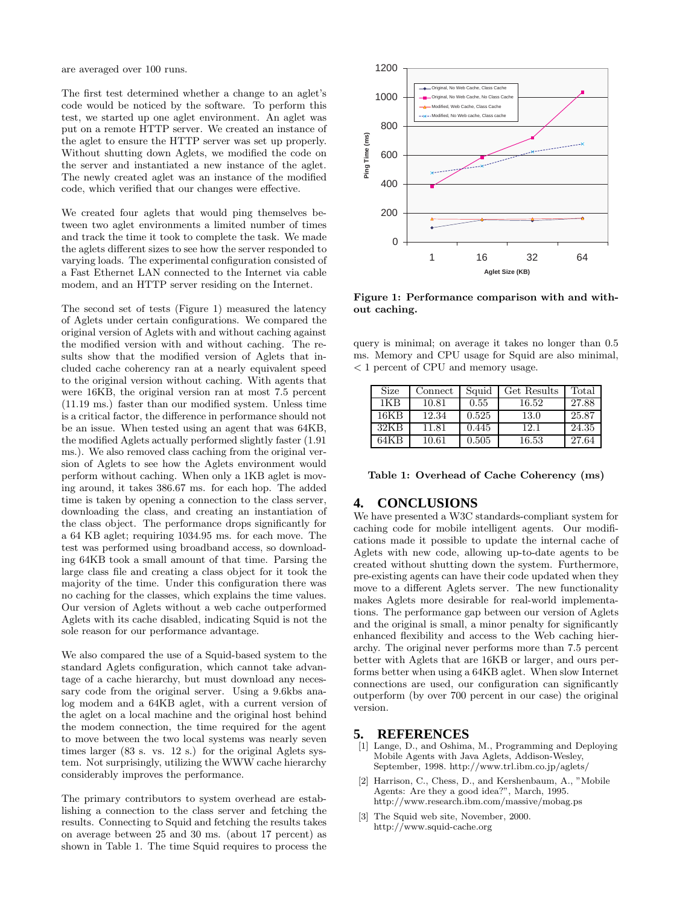are averaged over 100 runs.

The first test determined whether a change to an aglet's code would be noticed by the software. To perform this test, we started up one aglet environment. An aglet was put on a remote HTTP server. We created an instance of the aglet to ensure the HTTP server was set up properly. Without shutting down Aglets, we modified the code on the server and instantiated a new instance of the aglet. The newly created aglet was an instance of the modified code, which verified that our changes were effective.

We created four aglets that would ping themselves between two aglet environments a limited number of times and track the time it took to complete the task. We made the aglets different sizes to see how the server responded to varying loads. The experimental configuration consisted of a Fast Ethernet LAN connected to the Internet via cable modem, and an HTTP server residing on the Internet.

The second set of tests (Figure 1) measured the latency of Aglets under certain configurations. We compared the original version of Aglets with and without caching against the modified version with and without caching. The results show that the modified version of Aglets that included cache coherency ran at a nearly equivalent speed to the original version without caching. With agents that were 16KB, the original version ran at most 7.5 percent (11.19 ms.) faster than our modified system. Unless time is a critical factor, the difference in performance should not be an issue. When tested using an agent that was 64KB, the modified Aglets actually performed slightly faster (1.91 ms.). We also removed class caching from the original version of Aglets to see how the Aglets environment would perform without caching. When only a 1KB aglet is moving around, it takes 386.67 ms. for each hop. The added time is taken by opening a connection to the class server, downloading the class, and creating an instantiation of the class object. The performance drops significantly for a 64 KB aglet; requiring 1034.95 ms. for each move. The test was performed using broadband access, so downloading 64KB took a small amount of that time. Parsing the large class file and creating a class object for it took the majority of the time. Under this configuration there was no caching for the classes, which explains the time values. Our version of Aglets without a web cache outperformed Aglets with its cache disabled, indicating Squid is not the sole reason for our performance advantage.

We also compared the use of a Squid-based system to the standard Aglets configuration, which cannot take advantage of a cache hierarchy, but must download any necessary code from the original server. Using a 9.6kbs analog modem and a 64KB aglet, with a current version of the aglet on a local machine and the original host behind the modem connection, the time required for the agent to move between the two local systems was nearly seven times larger (83 s. vs. 12 s.) for the original Aglets system. Not surprisingly, utilizing the WWW cache hierarchy considerably improves the performance.

The primary contributors to system overhead are establishing a connection to the class server and fetching the results. Connecting to Squid and fetching the results takes on average between 25 and 30 ms. (about 17 percent) as shown in Table 1. The time Squid requires to process the query is minimal; on average it takes no longer than 0.5 ms. Memory and CPU usage for Squid are also minimal, < 1 percent of CPU and memory usage.

Original, No Web Cache, Class Cache
Original, No Web Cache, No Class Cache
Modified, Web Cache, Class Cache
Modified, No Web cache, Class cache

Ping Time (ms)

0
200
400
600
800
1000
1200

1
16
32
64

Aglet Size (KB)

**Figure 1: Performance comparison with and without caching.**

| Size | Connect | Squid | Get Results | Total |
|---|---|---|---|---|
| 1KB | 10.81 | 0.55 | 16.52 | 27.88 |
| 16KB | 12.34 | 0.525 | 13.0 | 25.87 |
| 32KB | 11.81 | 0.445 | 12.1 | 24.35 |
| 64KB | 10.61 | 0.505 | 16.53 | 27.64 |

**Table 1: Overhead of Cache Coherency (ms)**

# 4. CONCLUSIONS

We have presented a W3C standards-compliant system for caching code for mobile intelligent agents. Our modifications made it possible to update the internal cache of Aglets with new code, allowing up-to-date agents to be created without shutting down the system. Furthermore, pre-existing agents can have their code updated when they move to a different Aglets server. The new functionality makes Aglets more desirable for real-world implementations. The performance gap between our version of Aglets and the original is small, a minor penalty for significantly enhanced flexibility and access to the Web caching hierarchy. The original never performs more than 7.5 percent better with Aglets that are 16KB or larger, and ours performs better when using a 64KB aglet. When slow Internet connections are used, our configuration can significantly outperform (by over 700 percent in our case) the original version.

# 5. REFERENCES

[1] Lange, D., and Oshima, M., Programming and Deploying Mobile Agents with Java Aglets, Addison-Wesley, September, 1998. http://www.trl.ibm.co.jp/aglets/

[2] Harrison, C., Chess, D., and Kershenbaum, A., "Mobile Agents: Are they a good idea?", March, 1995. http://www.research.ibm.com/massive/mobag.ps

[3] The Squid web site, November, 2000. http://www.squid-cache.org